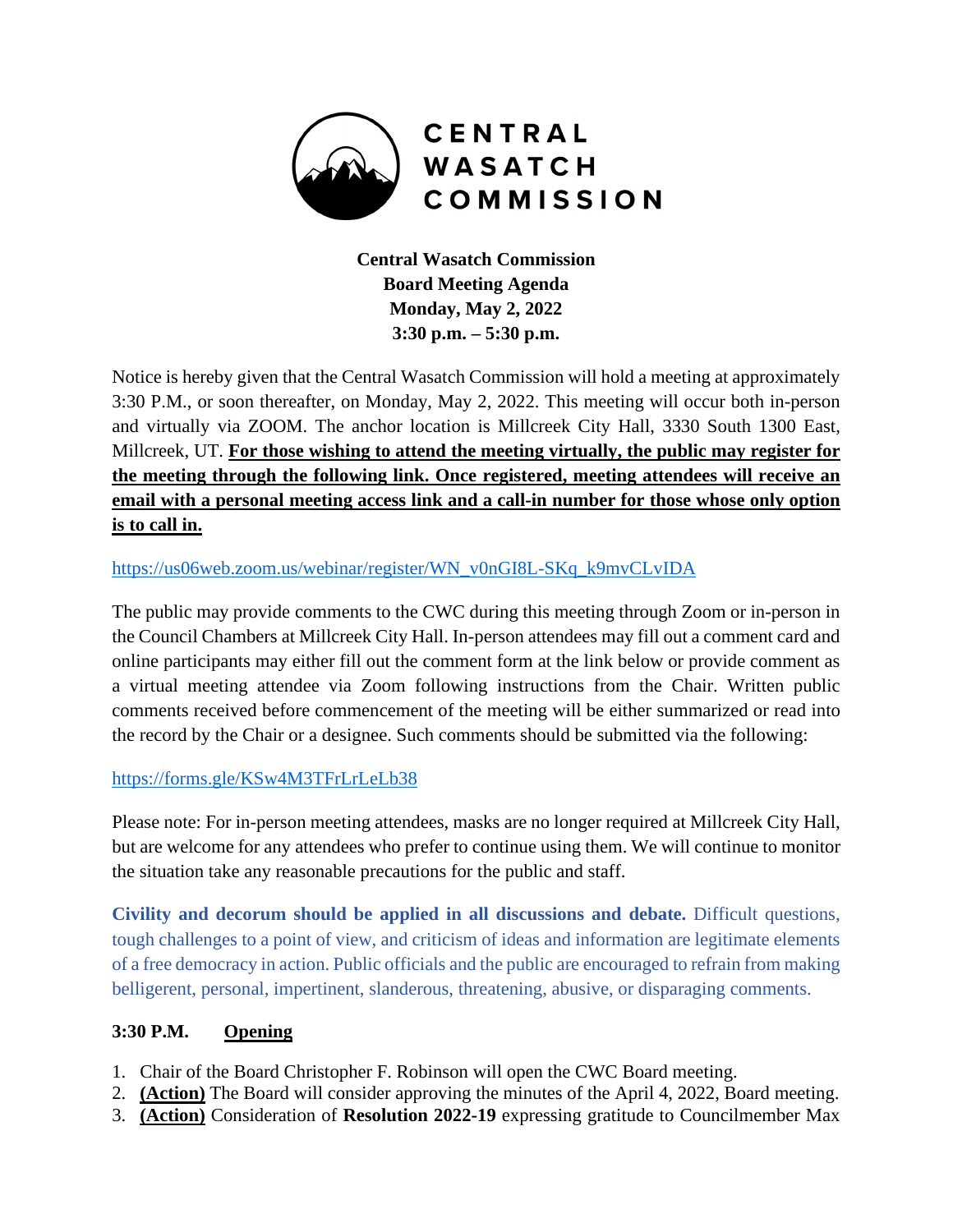# CENTRAL WASATCH COMMISSION

**Central Wasatch Commission**
**Board Meeting Agenda**
**Monday, May 2, 2022**
**3:30 p.m. – 5:30 p.m.**

Notice is hereby given that the Central Wasatch Commission will hold a meeting at approximately 3:30 P.M., or soon thereafter, on Monday, May 2, 2022. This meeting will occur both in-person and virtually via ZOOM. The anchor location is Millcreek City Hall, 3330 South 1300 East, Millcreek, UT. **For those wishing to attend the meeting virtually, the public may register for the meeting through the following link. Once registered, meeting attendees will receive an email with a personal meeting access link and a call-in number for those whose only option is to call in.**

https://us06web.zoom.us/webinar/register/WN_v0nGI8L-SKq_k9mvCLvIDA

The public may provide comments to the CWC during this meeting through Zoom or in-person in the Council Chambers at Millcreek City Hall. In-person attendees may fill out a comment card and online participants may either fill out the comment form at the link below or provide comment as a virtual meeting attendee via Zoom following instructions from the Chair. Written public comments received before commencement of the meeting will be either summarized or read into the record by the Chair or a designee. Such comments should be submitted via the following:

https://forms.gle/KSw4M3TFrLrLeLb38

Please note: For in-person meeting attendees, masks are no longer required at Millcreek City Hall, but are welcome for any attendees who prefer to continue using them. We will continue to monitor the situation take any reasonable precautions for the public and staff.

**Civility and decorum should be applied in all discussions and debate.** Difficult questions, tough challenges to a point of view, and criticism of ideas and information are legitimate elements of a free democracy in action. Public officials and the public are encouraged to refrain from making belligerent, personal, impertinent, slanderous, threatening, abusive, or disparaging comments.

## 3:30 P.M. Opening

1. Chair of the Board Christopher F. Robinson will open the CWC Board meeting.
2. **(Action)** The Board will consider approving the minutes of the April 4, 2022, Board meeting.
3. **(Action)** Consideration of **Resolution 2022-19** expressing gratitude to Councilmember Max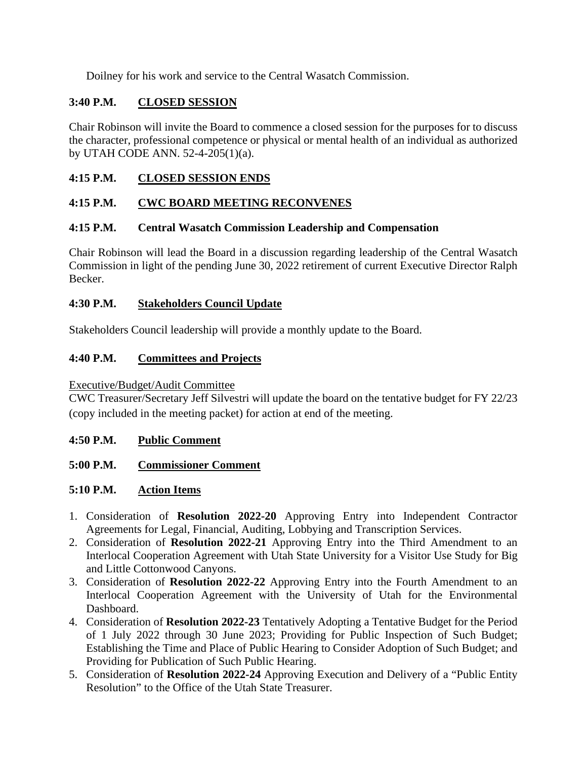Doilney for his work and service to the Central Wasatch Commission.

**3:40 P.M.** **CLOSED SESSION**

Chair Robinson will invite the Board to commence a closed session for the purposes for to discuss the character, professional competence or physical or mental health of an individual as authorized by UTAH CODE ANN. 52-4-205(1)(a).

**4:15 P.M.** **CLOSED SESSION ENDS**

**4:15 P.M.** **CWC BOARD MEETING RECONVENES**

**4:15 P.M.** **Central Wasatch Commission Leadership and Compensation**

Chair Robinson will lead the Board in a discussion regarding leadership of the Central Wasatch Commission in light of the pending June 30, 2022 retirement of current Executive Director Ralph Becker.

**4:30 P.M.** **Stakeholders Council Update**

Stakeholders Council leadership will provide a monthly update to the Board.

**4:40 P.M.** **Committees and Projects**

Executive/Budget/Audit Committee

CWC Treasurer/Secretary Jeff Silvestri will update the board on the tentative budget for FY 22/23 (copy included in the meeting packet) for action at end of the meeting.

**4:50 P.M.** **Public Comment**

**5:00 P.M.** **Commissioner Comment**

**5:10 P.M.** **Action Items**

1. Consideration of **Resolution 2022-20** Approving Entry into Independent Contractor Agreements for Legal, Financial, Auditing, Lobbying and Transcription Services.
2. Consideration of **Resolution 2022-21** Approving Entry into the Third Amendment to an Interlocal Cooperation Agreement with Utah State University for a Visitor Use Study for Big and Little Cottonwood Canyons.
3. Consideration of **Resolution 2022-22** Approving Entry into the Fourth Amendment to an Interlocal Cooperation Agreement with the University of Utah for the Environmental Dashboard.
4. Consideration of **Resolution 2022-23** Tentatively Adopting a Tentative Budget for the Period of 1 July 2022 through 30 June 2023; Providing for Public Inspection of Such Budget; Establishing the Time and Place of Public Hearing to Consider Adoption of Such Budget; and Providing for Publication of Such Public Hearing.
5. Consideration of **Resolution 2022-24** Approving Execution and Delivery of a "Public Entity Resolution" to the Office of the Utah State Treasurer.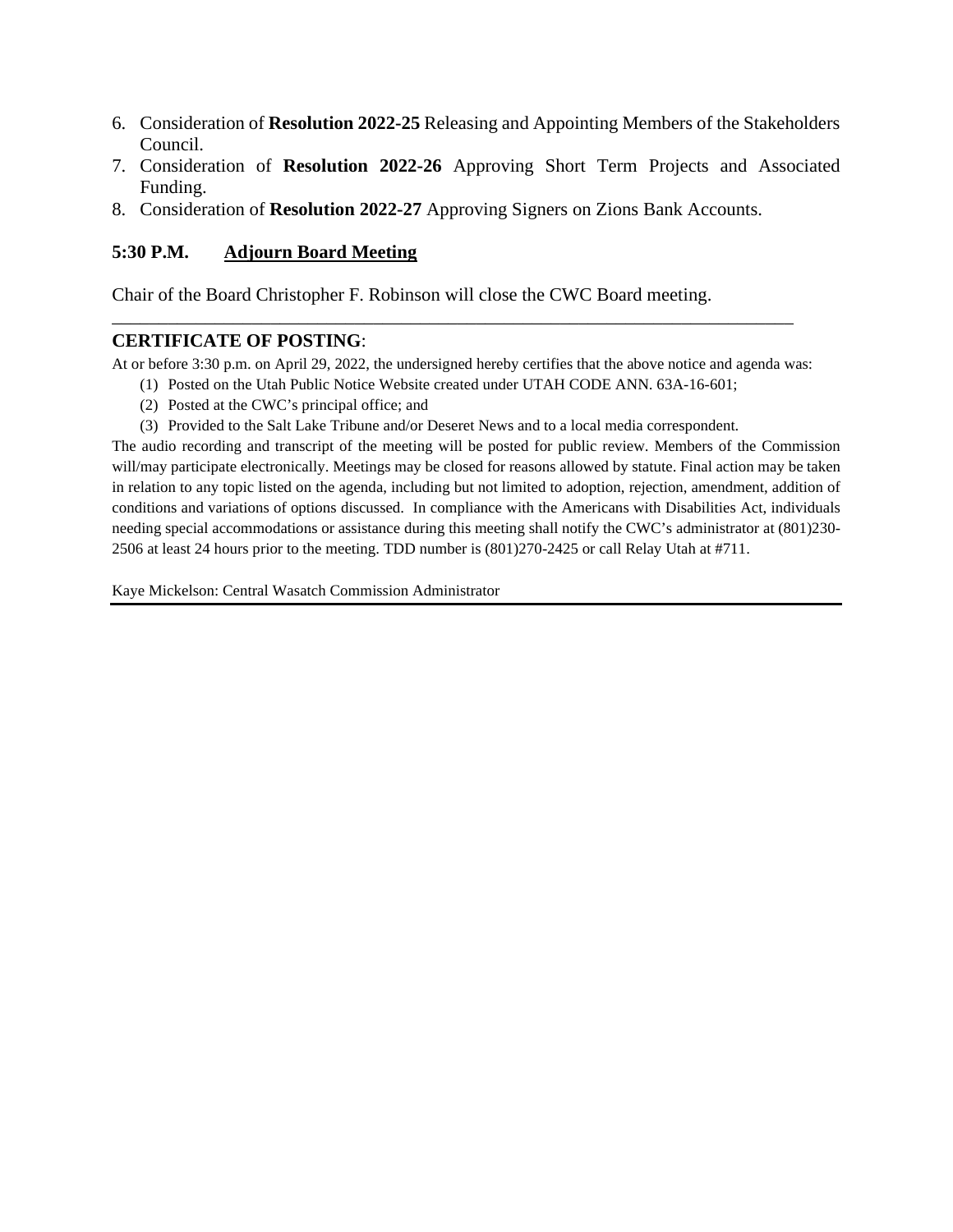6. Consideration of **Resolution 2022-25** Releasing and Appointing Members of the Stakeholders Council.
7. Consideration of **Resolution 2022-26** Approving Short Term Projects and Associated Funding.
8. Consideration of **Resolution 2022-27** Approving Signers on Zions Bank Accounts.

**5:30 P.M.** **Adjourn Board Meeting**

Chair of the Board Christopher F. Robinson will close the CWC Board meeting.

---

**CERTIFICATE OF POSTING**:

At or before 3:30 p.m. on April 29, 2022, the undersigned hereby certifies that the above notice and agenda was:

(1) Posted on the Utah Public Notice Website created under UTAH CODE ANN. 63A-16-601;
(2) Posted at the CWC's principal office; and
(3) Provided to the Salt Lake Tribune and/or Deseret News and to a local media correspondent.

The audio recording and transcript of the meeting will be posted for public review. Members of the Commission will/may participate electronically. Meetings may be closed for reasons allowed by statute. Final action may be taken in relation to any topic listed on the agenda, including but not limited to adoption, rejection, amendment, addition of conditions and variations of options discussed. In compliance with the Americans with Disabilities Act, individuals needing special accommodations or assistance during this meeting shall notify the CWC's administrator at (801)230-2506 at least 24 hours prior to the meeting. TDD number is (801)270-2425 or call Relay Utah at #711.

Kaye Mickelson: Central Wasatch Commission Administrator